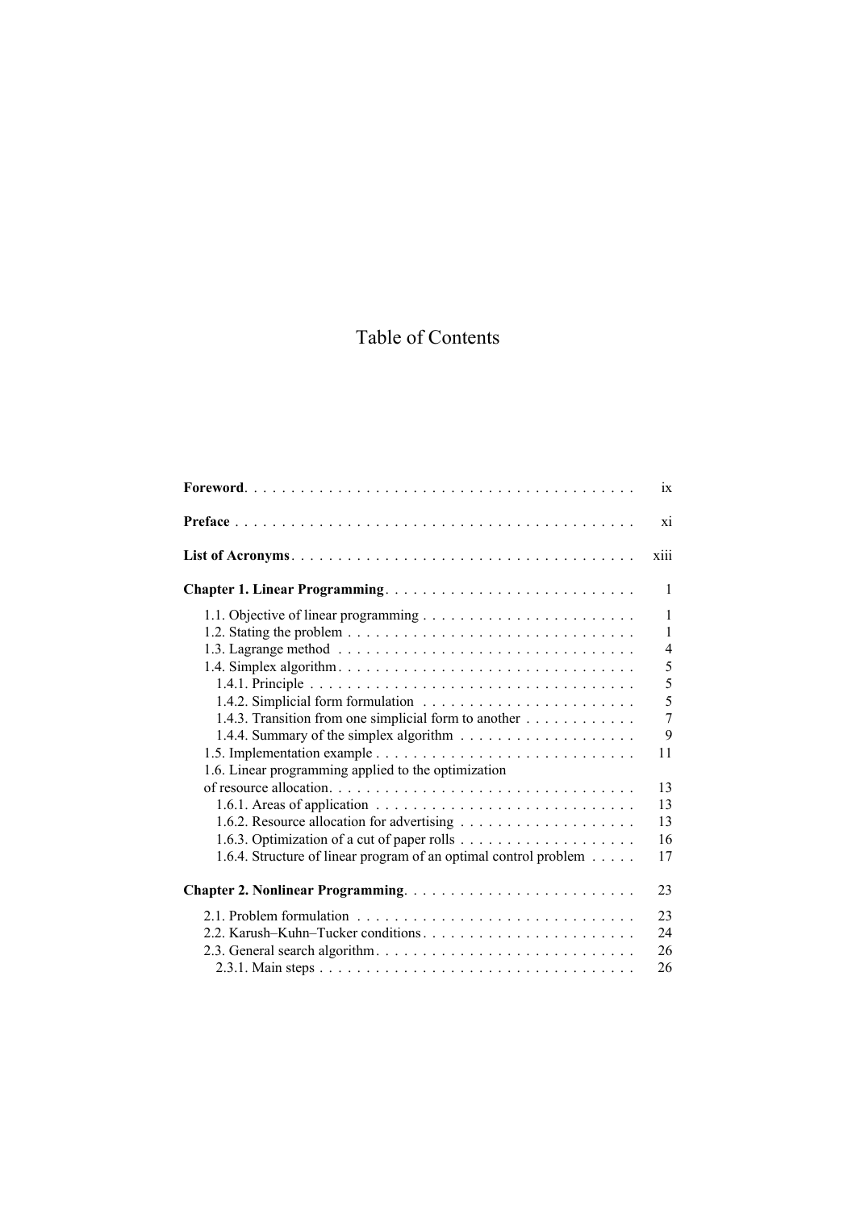# Table of Contents

**Foreword** . . . . . . . . . . . . . . . . . . . . . . . . . . . . . . . . . . . . . . . . . ix

**Preface** . . . . . . . . . . . . . . . . . . . . . . . . . . . . . . . . . . . . . . . . . . xi

**List of Acronyms** . . . . . . . . . . . . . . . . . . . . . . . . . . . . . . . . . . . . xiii

**Chapter 1. Linear Programming** . . . . . . . . . . . . . . . . . . . . . . . . . . 1

- 1.1. Objective of linear programming . . . . . . . . . . . . . . . . . . . . . . . 1
- 1.2. Stating the problem . . . . . . . . . . . . . . . . . . . . . . . . . . . . . . . 1
- 1.3. Lagrange method . . . . . . . . . . . . . . . . . . . . . . . . . . . . . . . . 4
- 1.4. Simplex algorithm . . . . . . . . . . . . . . . . . . . . . . . . . . . . . . . . 5
  - 1.4.1. Principle . . . . . . . . . . . . . . . . . . . . . . . . . . . . . . . . . . 5
  - 1.4.2. Simplicial form formulation . . . . . . . . . . . . . . . . . . . . . . . 5
  - 1.4.3. Transition from one simplicial form to another . . . . . . . . . . . . 7
  - 1.4.4. Summary of the simplex algorithm . . . . . . . . . . . . . . . . . . . 9
- 1.5. Implementation example . . . . . . . . . . . . . . . . . . . . . . . . . . . . 11
- 1.6. Linear programming applied to the optimization of resource allocation . . . . . . . . . . . . . . . . . . . . . . . . . . . . . . . . . 13
  - 1.6.1. Areas of application . . . . . . . . . . . . . . . . . . . . . . . . . . . 13
  - 1.6.2. Resource allocation for advertising . . . . . . . . . . . . . . . . . . . 13
  - 1.6.3. Optimization of a cut of paper rolls . . . . . . . . . . . . . . . . . . 16
  - 1.6.4. Structure of linear program of an optimal control problem . . . . . 17

**Chapter 2. Nonlinear Programming** . . . . . . . . . . . . . . . . . . . . . . . . 23

- 2.1. Problem formulation . . . . . . . . . . . . . . . . . . . . . . . . . . . . . . 23
- 2.2. Karush–Kuhn–Tucker conditions . . . . . . . . . . . . . . . . . . . . . . . 24
- 2.3. General search algorithm . . . . . . . . . . . . . . . . . . . . . . . . . . . . 26
  - 2.3.1. Main steps . . . . . . . . . . . . . . . . . . . . . . . . . . . . . . . . . 26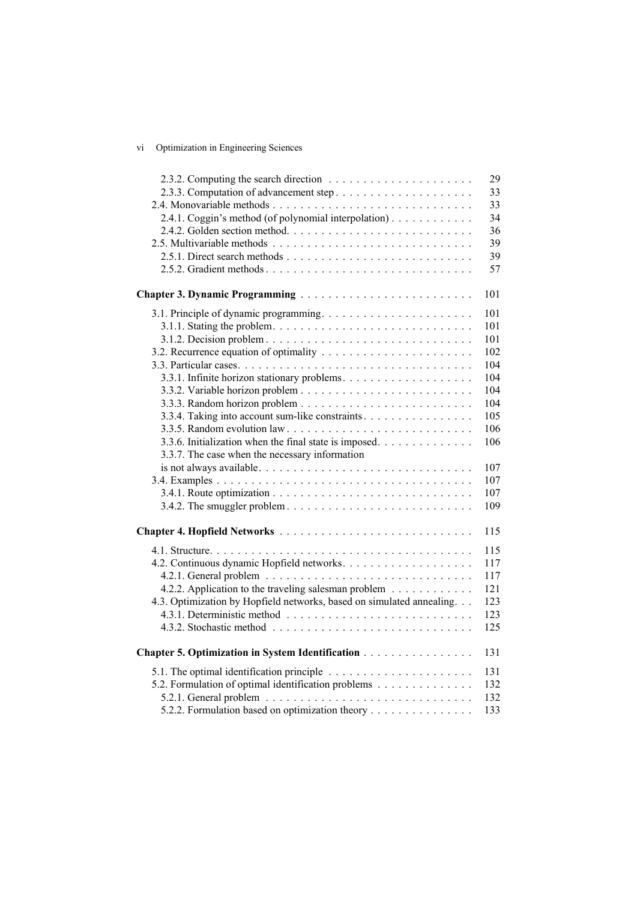| | |
|---|---|
| 2.3.2. Computing the search direction | 29 |
| 2.3.3. Computation of advancement step | 33 |
| 2.4. Monovariable methods | 33 |
| 2.4.1. Coggin's method (of polynomial interpolation) | 34 |
| 2.4.2. Golden section method | 36 |
| 2.5. Multivariable methods | 39 |
| 2.5.1. Direct search methods | 39 |
| 2.5.2. Gradient methods | 57 |
| **Chapter 3. Dynamic Programming** | 101 |
| 3.1. Principle of dynamic programming | 101 |
| 3.1.1. Stating the problem | 101 |
| 3.1.2. Decision problem | 101 |
| 3.2. Recurrence equation of optimality | 102 |
| 3.3. Particular cases | 104 |
| 3.3.1. Infinite horizon stationary problems | 104 |
| 3.3.2. Variable horizon problem | 104 |
| 3.3.3. Random horizon problem | 104 |
| 3.3.4. Taking into account sum-like constraints | 105 |
| 3.3.5. Random evolution law | 106 |
| 3.3.6. Initialization when the final state is imposed | 106 |
| 3.3.7. The case when the necessary information is not always available | 107 |
| 3.4. Examples | 107 |
| 3.4.1. Route optimization | 107 |
| 3.4.2. The smuggler problem | 109 |
| **Chapter 4. Hopfield Networks** | 115 |
| 4.1. Structure | 115 |
| 4.2. Continuous dynamic Hopfield networks | 117 |
| 4.2.1. General problem | 117 |
| 4.2.2. Application to the traveling salesman problem | 121 |
| 4.3. Optimization by Hopfield networks, based on simulated annealing | 123 |
| 4.3.1. Deterministic method | 123 |
| 4.3.2. Stochastic method | 125 |
| **Chapter 5. Optimization in System Identification** | 131 |
| 5.1. The optimal identification principle | 131 |
| 5.2. Formulation of optimal identification problems | 132 |
| 5.2.1. General problem | 132 |
| 5.2.2. Formulation based on optimization theory | 133 |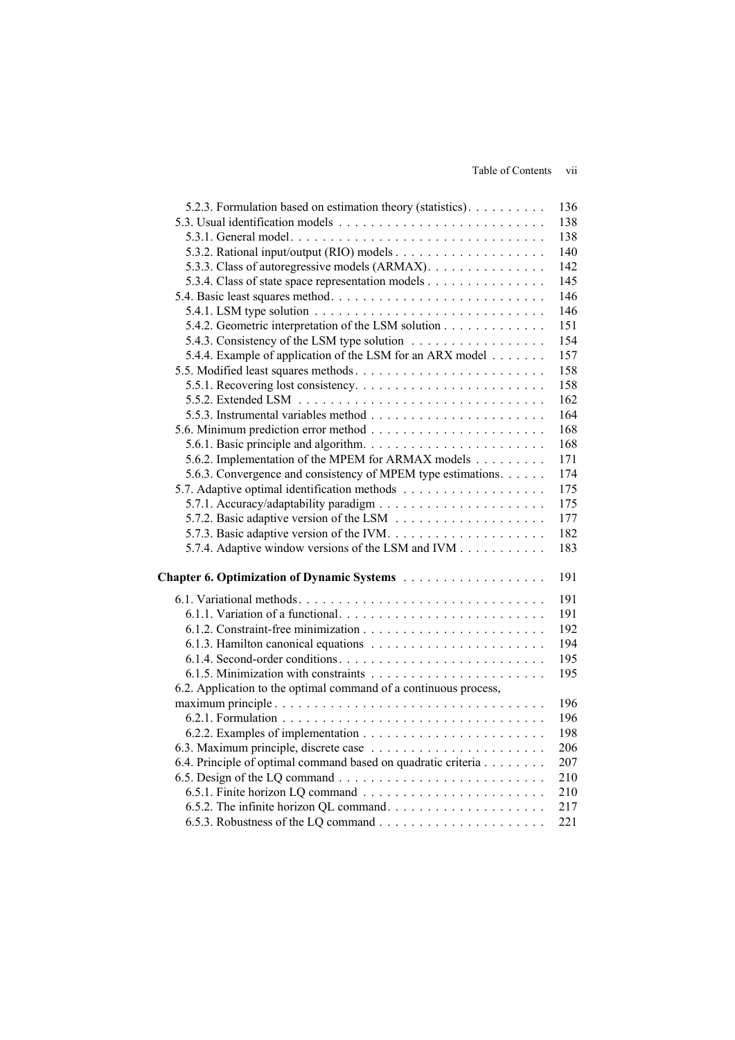5.2.3. Formulation based on estimation theory (statistics) . . . . . . . . . . 136
5.3. Usual identification models . . . . . . . . . . . . . . . . . . . . . . . . . . . 138
5.3.1. General model . . . . . . . . . . . . . . . . . . . . . . . . . . . . . . . . 138
5.3.2. Rational input/output (RIO) models . . . . . . . . . . . . . . . . . . . 140
5.3.3. Class of autoregressive models (ARMAX) . . . . . . . . . . . . . . . 142
5.3.4. Class of state space representation models . . . . . . . . . . . . . . . 145
5.4. Basic least squares method . . . . . . . . . . . . . . . . . . . . . . . . . . 146
5.4.1. LSM type solution . . . . . . . . . . . . . . . . . . . . . . . . . . . . . 146
5.4.2. Geometric interpretation of the LSM solution . . . . . . . . . . . . . 151
5.4.3. Consistency of the LSM type solution . . . . . . . . . . . . . . . . . 154
5.4.4. Example of application of the LSM for an ARX model . . . . . . . 157
5.5. Modified least squares methods . . . . . . . . . . . . . . . . . . . . . . . . 158
5.5.1. Recovering lost consistency . . . . . . . . . . . . . . . . . . . . . . . . 158
5.5.2. Extended LSM . . . . . . . . . . . . . . . . . . . . . . . . . . . . . . . 162
5.5.3. Instrumental variables method . . . . . . . . . . . . . . . . . . . . . . 164
5.6. Minimum prediction error method . . . . . . . . . . . . . . . . . . . . . . 168
5.6.1. Basic principle and algorithm . . . . . . . . . . . . . . . . . . . . . . . 168
5.6.2. Implementation of the MPEM for ARMAX models . . . . . . . . . 171
5.6.3. Convergence and consistency of MPEM type estimations . . . . . . 174
5.7. Adaptive optimal identification methods . . . . . . . . . . . . . . . . . . 175
5.7.1. Accuracy/adaptability paradigm . . . . . . . . . . . . . . . . . . . . . 175
5.7.2. Basic adaptive version of the LSM . . . . . . . . . . . . . . . . . . . 177
5.7.3. Basic adaptive version of the IVM . . . . . . . . . . . . . . . . . . . . 182
5.7.4. Adaptive window versions of the LSM and IVM . . . . . . . . . . . 183

**Chapter 6. Optimization of Dynamic Systems** . . . . . . . . . . . . . . . . . . 191

6.1. Variational methods . . . . . . . . . . . . . . . . . . . . . . . . . . . . . . . 191
6.1.1. Variation of a functional . . . . . . . . . . . . . . . . . . . . . . . . . . 191
6.1.2. Constraint-free minimization . . . . . . . . . . . . . . . . . . . . . . . 192
6.1.3. Hamilton canonical equations . . . . . . . . . . . . . . . . . . . . . . 194
6.1.4. Second-order conditions . . . . . . . . . . . . . . . . . . . . . . . . . . 195
6.1.5. Minimization with constraints . . . . . . . . . . . . . . . . . . . . . . 195
6.2. Application to the optimal command of a continuous process, maximum principle . . . . . . . . . . . . . . . . . . . . . . . . . . . . . . . . . . 196
6.2.1. Formulation . . . . . . . . . . . . . . . . . . . . . . . . . . . . . . . . . 196
6.2.2. Examples of implementation . . . . . . . . . . . . . . . . . . . . . . . 198
6.3. Maximum principle, discrete case . . . . . . . . . . . . . . . . . . . . . . . 206
6.4. Principle of optimal command based on quadratic criteria . . . . . . . . 207
6.5. Design of the LQ command . . . . . . . . . . . . . . . . . . . . . . . . . . 210
6.5.1. Finite horizon LQ command . . . . . . . . . . . . . . . . . . . . . . . 210
6.5.2. The infinite horizon QL command . . . . . . . . . . . . . . . . . . . . 217
6.5.3. Robustness of the LQ command . . . . . . . . . . . . . . . . . . . . . 221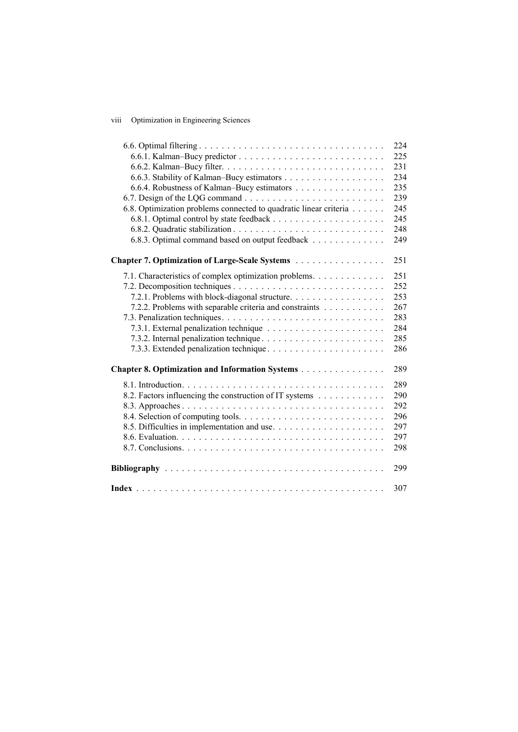6.6. Optimal filtering . . . . . . . . . . . . . . . . . . . . . . . . . . . . . . . . . 224
6.6.1. Kalman–Bucy predictor . . . . . . . . . . . . . . . . . . . . . . . . . . . 225
6.6.2. Kalman–Bucy filter. . . . . . . . . . . . . . . . . . . . . . . . . . . . . . 231
6.6.3. Stability of Kalman–Bucy estimators . . . . . . . . . . . . . . . . . . 234
6.6.4. Robustness of Kalman–Bucy estimators . . . . . . . . . . . . . . . . 235
6.7. Design of the LQG command . . . . . . . . . . . . . . . . . . . . . . . . . 239
6.8. Optimization problems connected to quadratic linear criteria . . . . . . 245
6.8.1. Optimal control by state feedback . . . . . . . . . . . . . . . . . . . . 245
6.8.2. Quadratic stabilization . . . . . . . . . . . . . . . . . . . . . . . . . . . 248
6.8.3. Optimal command based on output feedback . . . . . . . . . . . . . 249

**Chapter 7. Optimization of Large-Scale Systems** . . . . . . . . . . . . . . . . 251

7.1. Characteristics of complex optimization problems. . . . . . . . . . . . 251
7.2. Decomposition techniques . . . . . . . . . . . . . . . . . . . . . . . . . . . 252
7.2.1. Problems with block-diagonal structure. . . . . . . . . . . . . . . . . 253
7.2.2. Problems with separable criteria and constraints . . . . . . . . . . . 267
7.3. Penalization techniques. . . . . . . . . . . . . . . . . . . . . . . . . . . . . 283
7.3.1. External penalization technique . . . . . . . . . . . . . . . . . . . . . 284
7.3.2. Internal penalization technique . . . . . . . . . . . . . . . . . . . . . . 285
7.3.3. Extended penalization technique . . . . . . . . . . . . . . . . . . . . . 286

**Chapter 8. Optimization and Information Systems** . . . . . . . . . . . . . . . 289

8.1. Introduction. . . . . . . . . . . . . . . . . . . . . . . . . . . . . . . . . . . . 289
8.2. Factors influencing the construction of IT systems . . . . . . . . . . . . 290
8.3. Approaches . . . . . . . . . . . . . . . . . . . . . . . . . . . . . . . . . . . . 292
8.4. Selection of computing tools. . . . . . . . . . . . . . . . . . . . . . . . . . 296
8.5. Difficulties in implementation and use. . . . . . . . . . . . . . . . . . . . 297
8.6. Evaluation. . . . . . . . . . . . . . . . . . . . . . . . . . . . . . . . . . . . . 297
8.7. Conclusions. . . . . . . . . . . . . . . . . . . . . . . . . . . . . . . . . . . . 298

**Bibliography** . . . . . . . . . . . . . . . . . . . . . . . . . . . . . . . . . . . . . . 299

**Index** . . . . . . . . . . . . . . . . . . . . . . . . . . . . . . . . . . . . . . . . . . 307